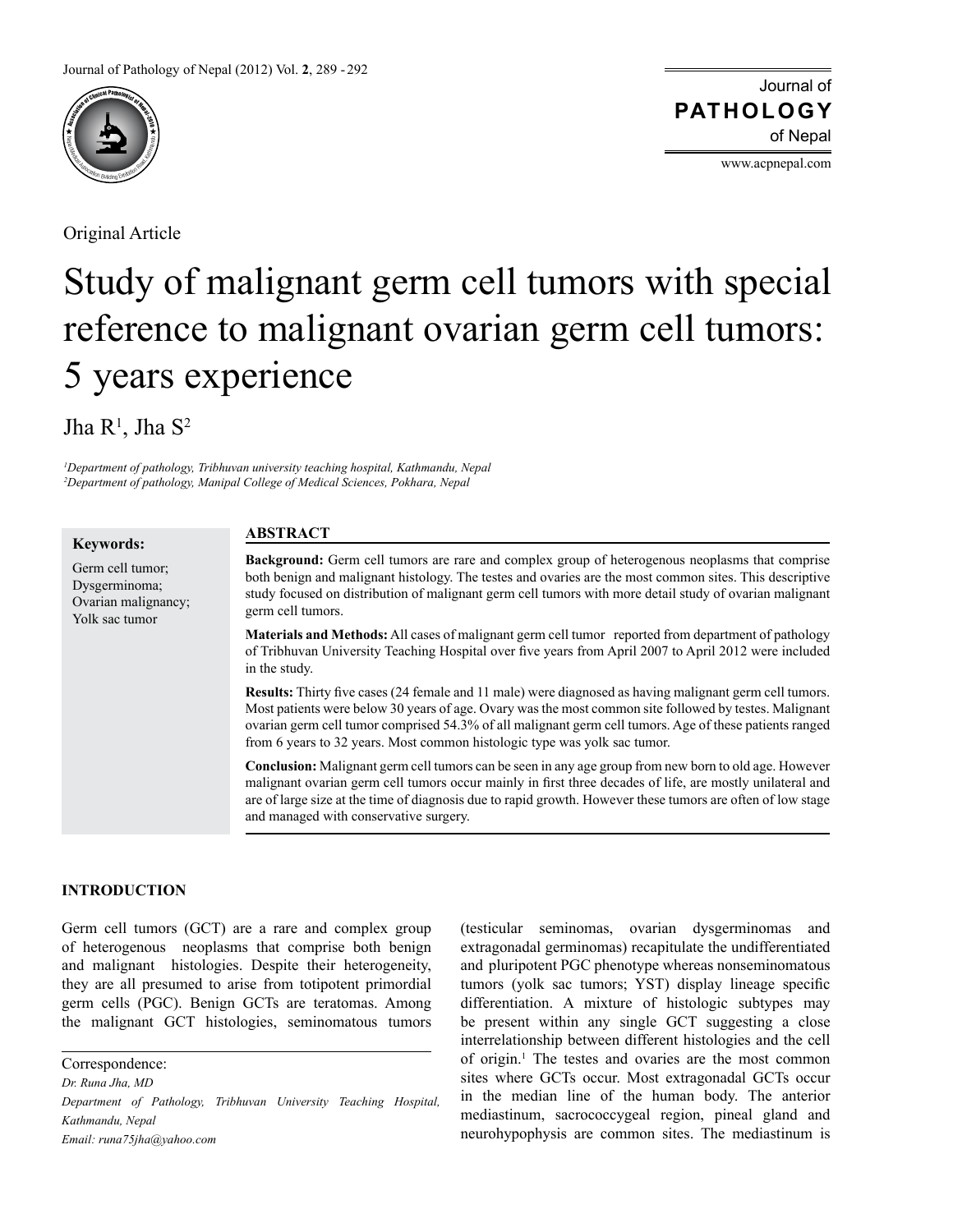Original Article

# Study of malignant germ cell tumors with special reference to malignant ovarian germ cell tumors: 5 years experience

Jha R[1], Jha S[2]

*[1]Department of pathology, Tribhuvan university teaching hospital, Kathmandu, Nepal*
*[2]Department of pathology, Manipal College of Medical Sciences, Pokhara, Nepal*

**Keywords:**

Germ cell tumor;
Dysgerminoma;
Ovarian malignancy;
Yolk sac tumor

## ABSTRACT

**Background:** Germ cell tumors are rare and complex group of heterogenous neoplasms that comprise both benign and malignant histology. The testes and ovaries are the most common sites. This descriptive study focused on distribution of malignant germ cell tumors with more detail study of ovarian malignant germ cell tumors.

**Materials and Methods:** All cases of malignant germ cell tumor reported from department of pathology of Tribhuvan University Teaching Hospital over five years from April 2007 to April 2012 were included in the study.

**Results:** Thirty five cases (24 female and 11 male) were diagnosed as having malignant germ cell tumors. Most patients were below 30 years of age. Ovary was the most common site followed by testes. Malignant ovarian germ cell tumor comprised 54.3% of all malignant germ cell tumors. Age of these patients ranged from 6 years to 32 years. Most common histologic type was yolk sac tumor.

**Conclusion:** Malignant germ cell tumors can be seen in any age group from new born to old age. However malignant ovarian germ cell tumors occur mainly in first three decades of life, are mostly unilateral and are of large size at the time of diagnosis due to rapid growth. However these tumors are often of low stage and managed with conservative surgery.

## INTRODUCTION

Germ cell tumors (GCT) are a rare and complex group of heterogenous neoplasms that comprise both benign and malignant histologies. Despite their heterogeneity, they are all presumed to arise from totipotent primordial germ cells (PGC). Benign GCTs are teratomas. Among the malignant GCT histologies, seminomatous tumors (testicular seminomas, ovarian dysgerminomas and extragonadal germinomas) recapitulate the undifferentiated and pluripotent PGC phenotype whereas nonseminomatous tumors (yolk sac tumors; YST) display lineage specific differentiation. A mixture of histologic subtypes may be present within any single GCT suggesting a close interrelationship between different histologies and the cell of origin.[1] The testes and ovaries are the most common sites where GCTs occur. Most extragonadal GCTs occur in the median line of the human body. The anterior mediastinum, sacrococcygeal region, pineal gland and neurohypophysis are common sites. The mediastinum is

Correspondence:
*Dr. Runa Jha, MD*
*Department of Pathology, Tribhuvan University Teaching Hospital, Kathmandu, Nepal*
*Email: runa75jha@yahoo.com*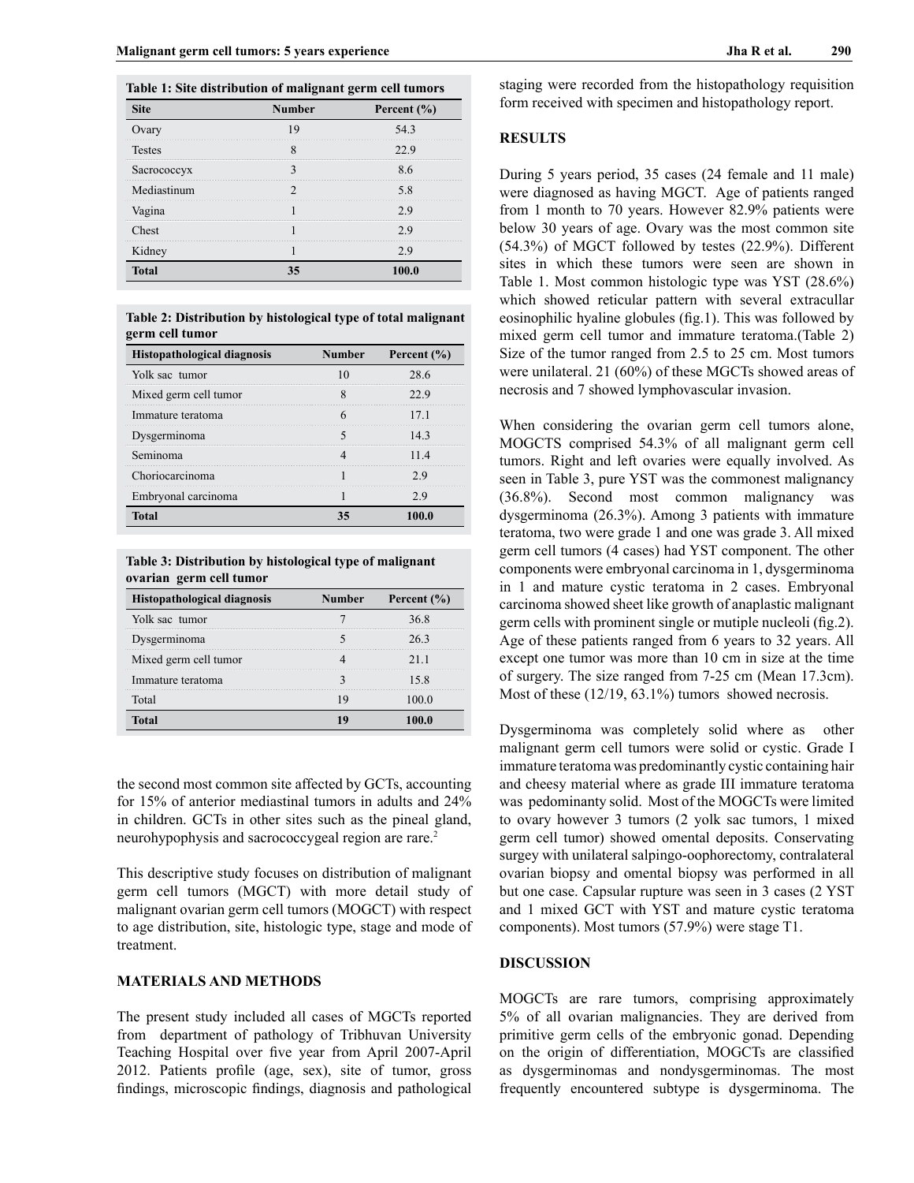**Table 1: Site distribution of malignant germ cell tumors**

| Site | Number | Percent (%) |
|---|---|---|
| Ovary | 19 | 54.3 |
| Testes | 8 | 22.9 |
| Sacrococcyx | 3 | 8.6 |
| Mediastinum | 2 | 5.8 |
| Vagina | 1 | 2.9 |
| Chest | 1 | 2.9 |
| Kidney | 1 | 2.9 |
| **Total** | **35** | **100.0** |

**Table 2: Distribution by histological type of total malignant germ cell tumor**

| Histopathological diagnosis | Number | Percent (%) |
|---|---|---|
| Yolk sac tumor | 10 | 28.6 |
| Mixed germ cell tumor | 8 | 22.9 |
| Immature teratoma | 6 | 17.1 |
| Dysgerminoma | 5 | 14.3 |
| Seminoma | 4 | 11.4 |
| Choriocarcinoma | 1 | 2.9 |
| Embryonal carcinoma | 1 | 2.9 |
| **Total** | **35** | **100.0** |

**Table 3: Distribution by histological type of malignant ovarian germ cell tumor**

| Histopathological diagnosis | Number | Percent (%) |
|---|---|---|
| Yolk sac tumor | 7 | 36.8 |
| Dysgerminoma | 5 | 26.3 |
| Mixed germ cell tumor | 4 | 21.1 |
| Immature teratoma | 3 | 15.8 |
| Total | 19 | 100.0 |
| **Total** | **19** | **100.0** |

the second most common site affected by GCTs, accounting for 15% of anterior mediastinal tumors in adults and 24% in children. GCTs in other sites such as the pineal gland, neurohypophysis and sacrococcygeal region are rare.[2]

This descriptive study focuses on distribution of malignant germ cell tumors (MGCT) with more detail study of malignant ovarian germ cell tumors (MOGCT) with respect to age distribution, site, histologic type, stage and mode of treatment.

## MATERIALS AND METHODS

The present study included all cases of MGCTs reported from department of pathology of Tribhuvan University Teaching Hospital over five year from April 2007-April 2012. Patients profile (age, sex), site of tumor, gross findings, microscopic findings, diagnosis and pathological staging were recorded from the histopathology requisition form received with specimen and histopathology report.

## RESULTS

During 5 years period, 35 cases (24 female and 11 male) were diagnosed as having MGCT. Age of patients ranged from 1 month to 70 years. However 82.9% patients were below 30 years of age. Ovary was the most common site (54.3%) of MGCT followed by testes (22.9%). Different sites in which these tumors were seen are shown in Table 1. Most common histologic type was YST (28.6%) which showed reticular pattern with several extracullar eosinophilic hyaline globules (fig.1). This was followed by mixed germ cell tumor and immature teratoma.(Table 2) Size of the tumor ranged from 2.5 to 25 cm. Most tumors were unilateral. 21 (60%) of these MGCTs showed areas of necrosis and 7 showed lymphovascular invasion.

When considering the ovarian germ cell tumors alone, MOGCTS comprised 54.3% of all malignant germ cell tumors. Right and left ovaries were equally involved. As seen in Table 3, pure YST was the commonest malignancy (36.8%). Second most common malignancy was dysgerminoma (26.3%). Among 3 patients with immature teratoma, two were grade 1 and one was grade 3. All mixed germ cell tumors (4 cases) had YST component. The other components were embryonal carcinoma in 1, dysgerminoma in 1 and mature cystic teratoma in 2 cases. Embryonal carcinoma showed sheet like growth of anaplastic malignant germ cells with prominent single or mutiple nucleoli (fig.2). Age of these patients ranged from 6 years to 32 years. All except one tumor was more than 10 cm in size at the time of surgery. The size ranged from 7-25 cm (Mean 17.3cm). Most of these (12/19, 63.1%) tumors showed necrosis.

Dysgerminoma was completely solid where as other malignant germ cell tumors were solid or cystic. Grade I immature teratoma was predominantly cystic containing hair and cheesy material where as grade III immature teratoma was pedominantly solid. Most of the MOGCTs were limited to ovary however 3 tumors (2 yolk sac tumors, 1 mixed germ cell tumor) showed omental deposits. Conservating surgey with unilateral salpingo-oophorectomy, contralateral ovarian biopsy and omental biopsy was performed in all but one case. Capsular rupture was seen in 3 cases (2 YST and 1 mixed GCT with YST and mature cystic teratoma components). Most tumors (57.9%) were stage T1.

## DISCUSSION

MOGCTs are rare tumors, comprising approximately 5% of all ovarian malignancies. They are derived from primitive germ cells of the embryonic gonad. Depending on the origin of differentiation, MOGCTs are classified as dysgerminomas and nondysgerminomas. The most frequently encountered subtype is dysgerminoma. The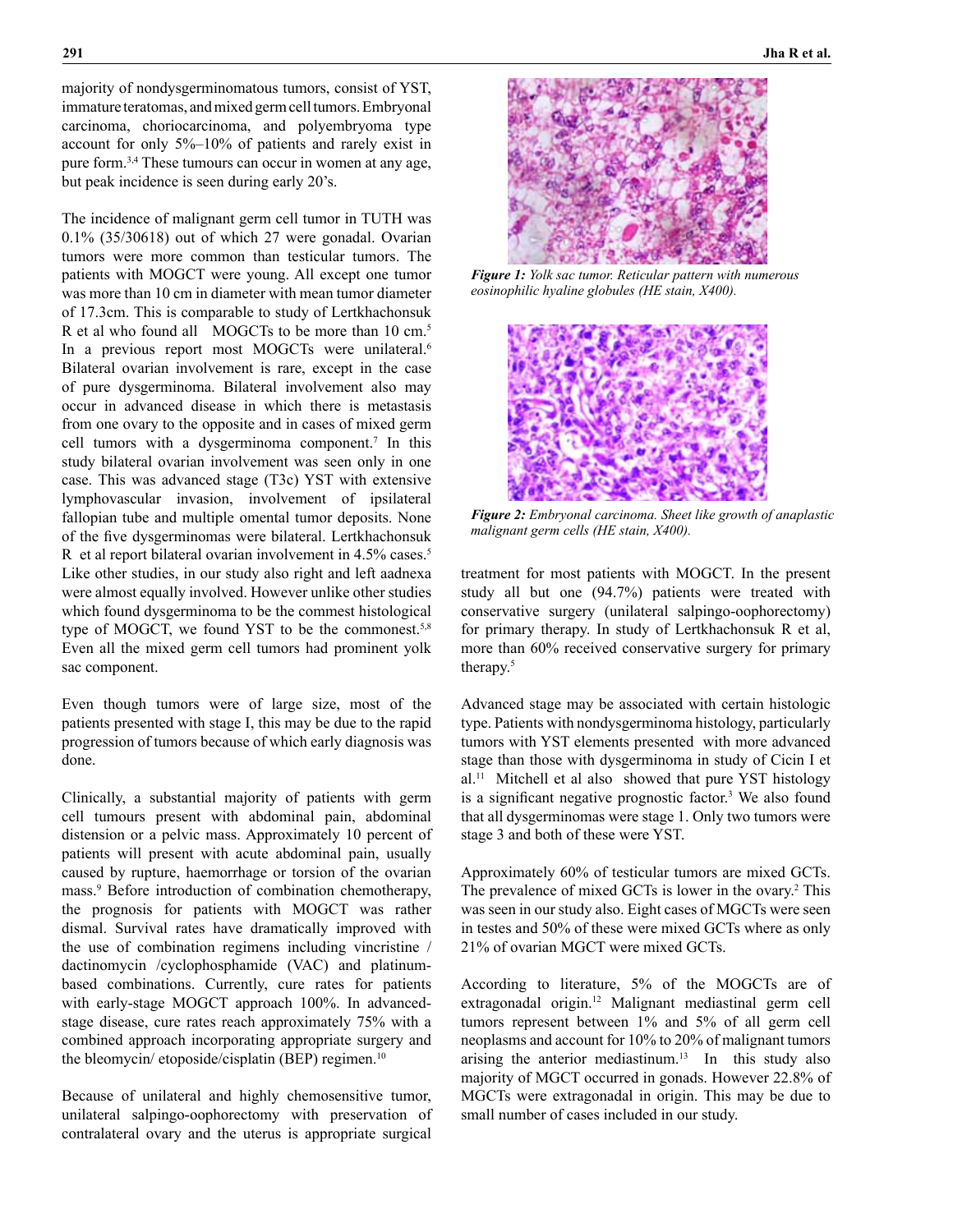majority of nondysgerminomatous tumors, consist of YST, immature teratomas, and mixed germ cell tumors. Embryonal carcinoma, choriocarcinoma, and polyembryoma type account for only 5%–10% of patients and rarely exist in pure form.[3,4] These tumours can occur in women at any age, but peak incidence is seen during early 20's.

The incidence of malignant germ cell tumor in TUTH was 0.1% (35/30618) out of which 27 were gonadal. Ovarian tumors were more common than testicular tumors. The patients with MOGCT were young. All except one tumor was more than 10 cm in diameter with mean tumor diameter of 17.3cm. This is comparable to study of Lertkhachonsuk R et al who found all MOGCTs to be more than 10 cm.[5] In a previous report most MOGCTs were unilateral.[6] Bilateral ovarian involvement is rare, except in the case of pure dysgerminoma. Bilateral involvement also may occur in advanced disease in which there is metastasis from one ovary to the opposite and in cases of mixed germ cell tumors with a dysgerminoma component.[7] In this study bilateral ovarian involvement was seen only in one case. This was advanced stage (T3c) YST with extensive lymphovascular invasion, involvement of ipsilateral fallopian tube and multiple omental tumor deposits. None of the five dysgerminomas were bilateral. Lertkhachonsuk R et al report bilateral ovarian involvement in 4.5% cases.[5] Like other studies, in our study also right and left aadnexa were almost equally involved. However unlike other studies which found dysgerminoma to be the commest histological type of MOGCT, we found YST to be the commonest.[5,8] Even all the mixed germ cell tumors had prominent yolk sac component.

Even though tumors were of large size, most of the patients presented with stage I, this may be due to the rapid progression of tumors because of which early diagnosis was done.

Clinically, a substantial majority of patients with germ cell tumours present with abdominal pain, abdominal distension or a pelvic mass. Approximately 10 percent of patients will present with acute abdominal pain, usually caused by rupture, haemorrhage or torsion of the ovarian mass.[9] Before introduction of combination chemotherapy, the prognosis for patients with MOGCT was rather dismal. Survival rates have dramatically improved with the use of combination regimens including vincristine / dactinomycin /cyclophosphamide (VAC) and platinum-based combinations. Currently, cure rates for patients with early-stage MOGCT approach 100%. In advanced-stage disease, cure rates reach approximately 75% with a combined approach incorporating appropriate surgery and the bleomycin/ etoposide/cisplatin (BEP) regimen.[10]

Because of unilateral and highly chemosensitive tumor, unilateral salpingo-oophorectomy with preservation of contralateral ovary and the uterus is appropriate surgical treatment for most patients with MOGCT. In the present study all but one (94.7%) patients were treated with conservative surgery (unilateral salpingo-oophorectomy) for primary therapy. In study of Lertkhachonsuk R et al, more than 60% received conservative surgery for primary therapy.[5]

*Figure 1: Yolk sac tumor. Reticular pattern with numerous eosinophilic hyaline globules (HE stain, X400).*

*Figure 2: Embryonal carcinoma. Sheet like growth of anaplastic malignant germ cells (HE stain, X400).*

Advanced stage may be associated with certain histologic type. Patients with nondysgerminoma histology, particularly tumors with YST elements presented with more advanced stage than those with dysgerminoma in study of Cicin I et al.[11] Mitchell et al also showed that pure YST histology is a significant negative prognostic factor.[3] We also found that all dysgerminomas were stage 1. Only two tumors were stage 3 and both of these were YST.

Approximately 60% of testicular tumors are mixed GCTs. The prevalence of mixed GCTs is lower in the ovary.[2] This was seen in our study also. Eight cases of MGCTs were seen in testes and 50% of these were mixed GCTs where as only 21% of ovarian MGCT were mixed GCTs.

According to literature, 5% of the MOGCTs are of extragonadal origin.[12] Malignant mediastinal germ cell tumors represent between 1% and 5% of all germ cell neoplasms and account for 10% to 20% of malignant tumors arising the anterior mediastinum.[13] In this study also majority of MGCT occurred in gonads. However 22.8% of MGCTs were extragonadal in origin. This may be due to small number of cases included in our study.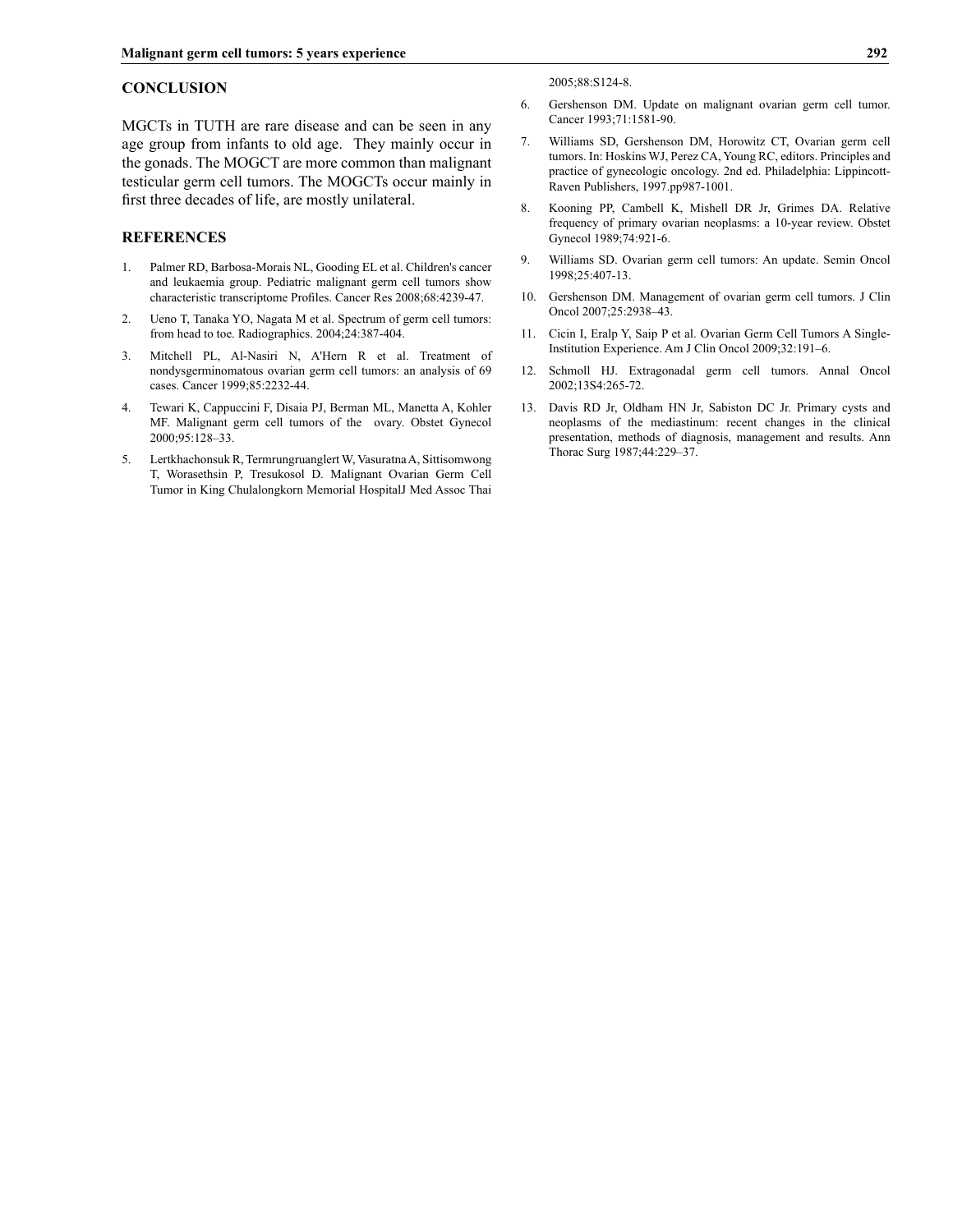## CONCLUSION

MGCTs in TUTH are rare disease and can be seen in any age group from infants to old age. They mainly occur in the gonads. The MOGCT are more common than malignant testicular germ cell tumors. The MOGCTs occur mainly in first three decades of life, are mostly unilateral.

## REFERENCES

1. Palmer RD, Barbosa-Morais NL, Gooding EL et al. Children's cancer and leukaemia group. Pediatric malignant germ cell tumors show characteristic transcriptome Profiles. Cancer Res 2008;68:4239-47.
2. Ueno T, Tanaka YO, Nagata M et al. Spectrum of germ cell tumors: from head to toe. Radiographics. 2004;24:387-404.
3. Mitchell PL, Al-Nasiri N, A'Hern R et al. Treatment of nondysgerminomatous ovarian germ cell tumors: an analysis of 69 cases. Cancer 1999;85:2232-44.
4. Tewari K, Cappuccini F, Disaia PJ, Berman ML, Manetta A, Kohler MF. Malignant germ cell tumors of the ovary. Obstet Gynecol 2000;95:128–33.
5. Lertkhachonsuk R, Termrungruanglert W, Vasuratna A, Sittisomwong T, Worasethsin P, Tresukosol D. Malignant Ovarian Germ Cell Tumor in King Chulalongkorn Memorial HospitalJ Med Assoc Thai 2005;88:S124-8.
6. Gershenson DM. Update on malignant ovarian germ cell tumor. Cancer 1993;71:1581-90.
7. Williams SD, Gershenson DM, Horowitz CT, Ovarian germ cell tumors. In: Hoskins WJ, Perez CA, Young RC, editors. Principles and practice of gynecologic oncology. 2nd ed. Philadelphia: Lippincott-Raven Publishers, 1997.pp987-1001.
8. Kooning PP, Cambell K, Mishell DR Jr, Grimes DA. Relative frequency of primary ovarian neoplasms: a 10-year review. Obstet Gynecol 1989;74:921-6.
9. Williams SD. Ovarian germ cell tumors: An update. Semin Oncol 1998;25:407-13.
10. Gershenson DM. Management of ovarian germ cell tumors. J Clin Oncol 2007;25:2938–43.
11. Cicin I, Eralp Y, Saip P et al. Ovarian Germ Cell Tumors A Single-Institution Experience. Am J Clin Oncol 2009;32:191–6.
12. Schmoll HJ. Extragonadal germ cell tumors. Annal Oncol 2002;13S4:265-72.
13. Davis RD Jr, Oldham HN Jr, Sabiston DC Jr. Primary cysts and neoplasms of the mediastinum: recent changes in the clinical presentation, methods of diagnosis, management and results. Ann Thorac Surg 1987;44:229–37.